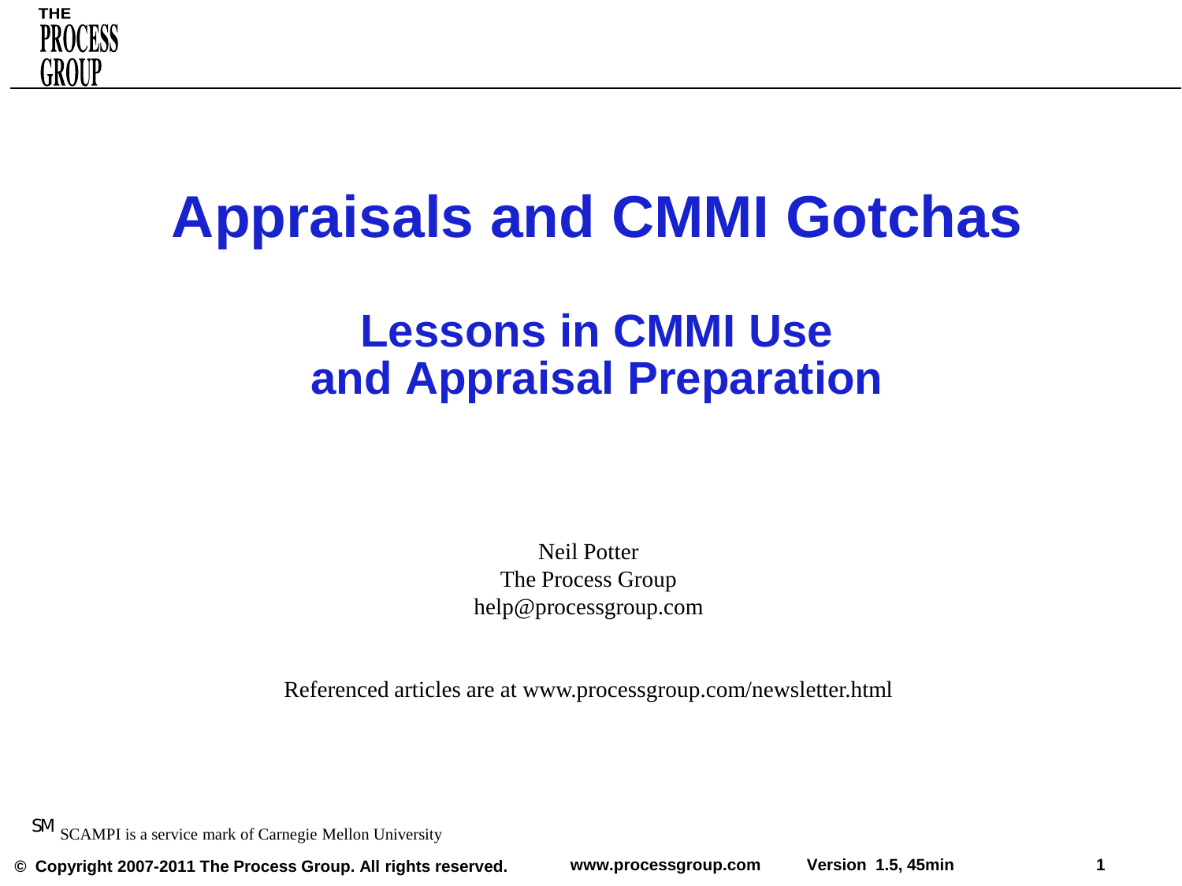# Appraisals and CMMI Gotchas

## Lessons in CMMI Use and Appraisal Preparation

Neil Potter
The Process Group
help@processgroup.com

Referenced articles are at www.processgroup.com/newsletter.html

SM SCAMPI is a service mark of Carnegie Mellon University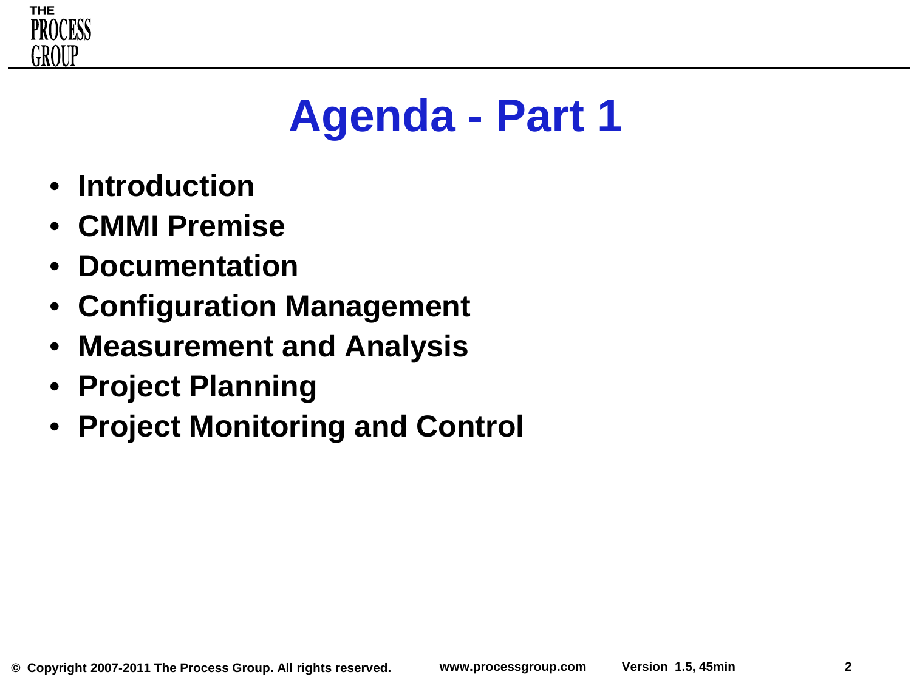# Agenda - Part 1

- **Introduction**
- **CMMI Premise**
- **Documentation**
- **Configuration Management**
- **Measurement and Analysis**
- **Project Planning**
- **Project Monitoring and Control**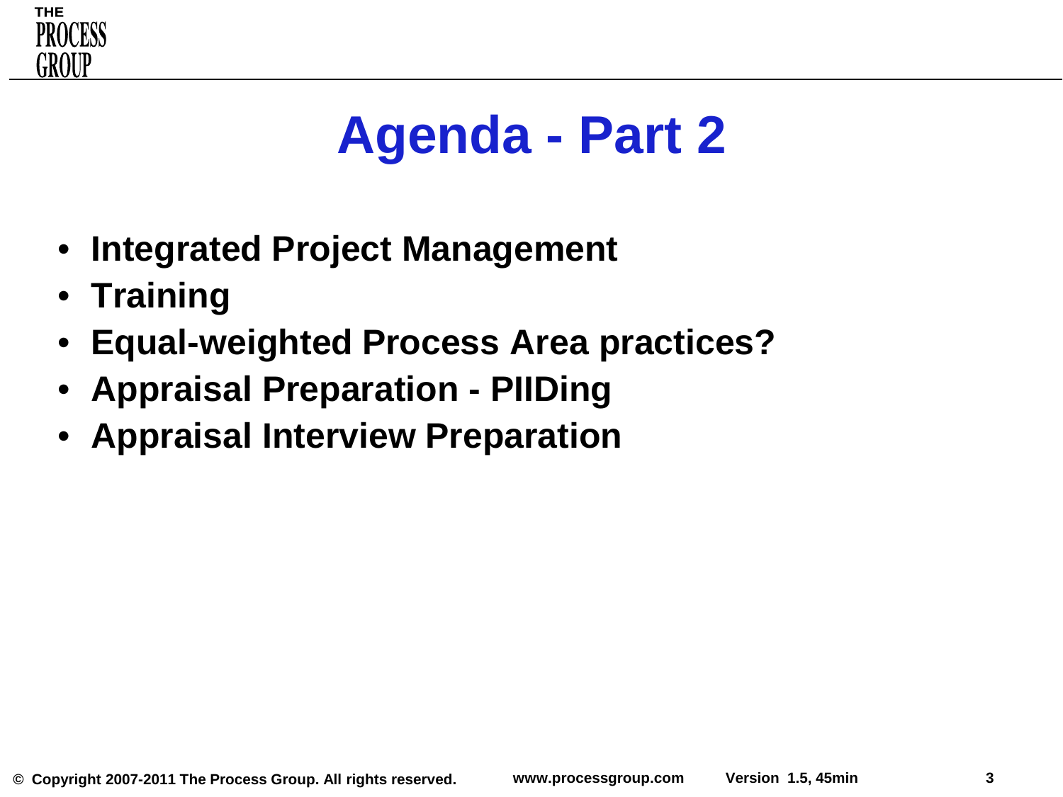# Agenda - Part 2

- Integrated Project Management
- Training
- Equal-weighted Process Area practices?
- Appraisal Preparation - PIIDing
- Appraisal Interview Preparation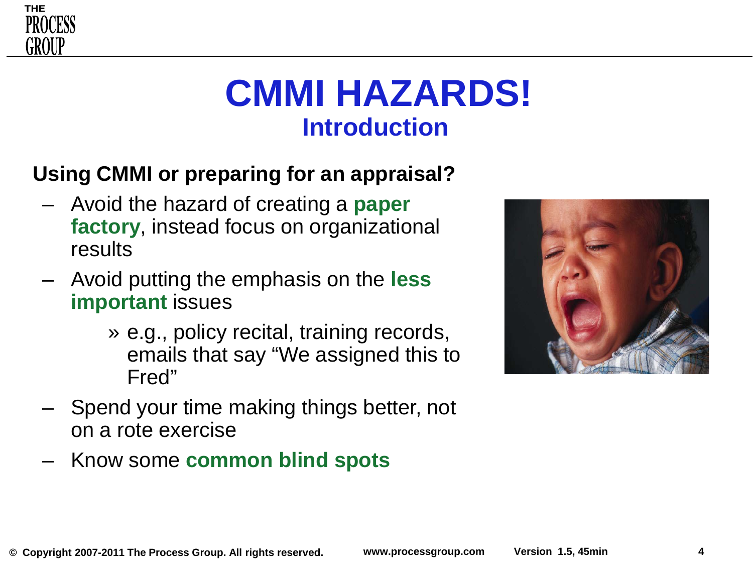# CMMI HAZARDS!

## Introduction

**Using CMMI or preparing for an appraisal?**

- Avoid the hazard of creating a **paper factory**, instead focus on organizational results
- Avoid putting the emphasis on the **less important** issues
  - e.g., policy recital, training records, emails that say "We assigned this to Fred"
- Spend your time making things better, not on a rote exercise
- Know some **common blind spots**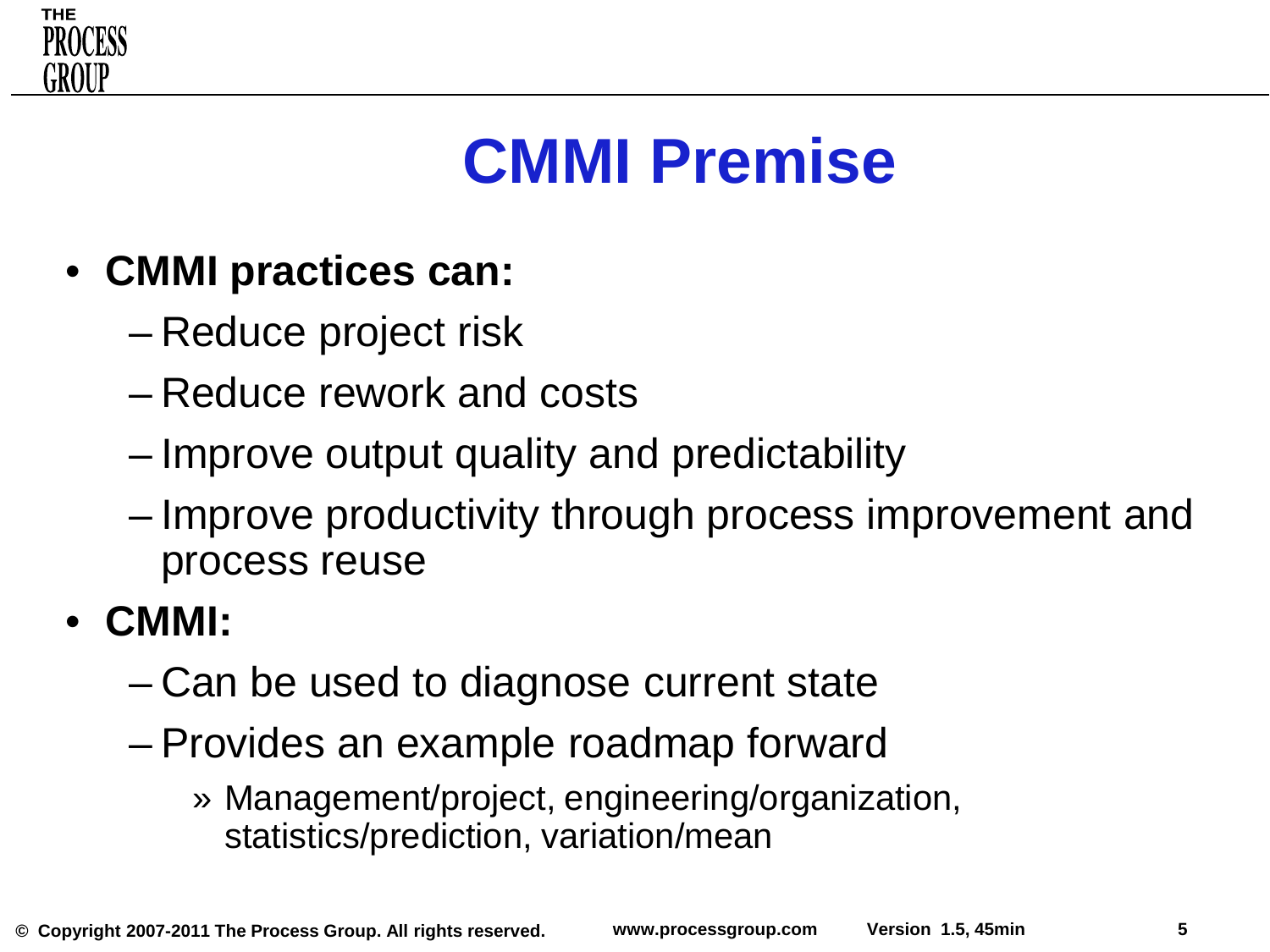# CMMI Premise

- **CMMI practices can:**
  - Reduce project risk
  - Reduce rework and costs
  - Improve output quality and predictability
  - Improve productivity through process improvement and process reuse
- **CMMI:**
  - Can be used to diagnose current state
  - Provides an example roadmap forward
    - Management/project, engineering/organization, statistics/prediction, variation/mean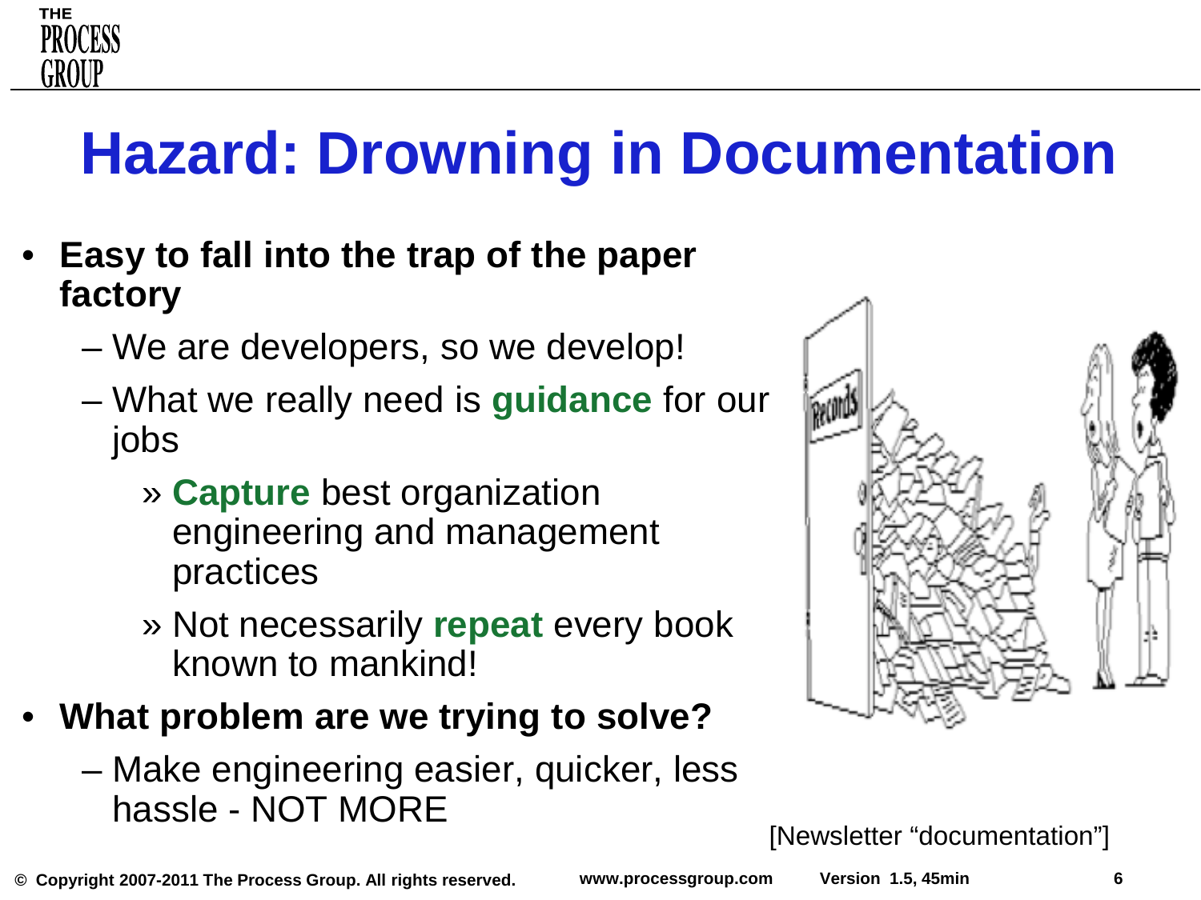# Hazard: Drowning in Documentation

- **Easy to fall into the trap of the paper factory**
  - We are developers, so we develop!
  - What we really need is **guidance** for our jobs
    - » **Capture** best organization engineering and management practices
    - » Not necessarily **repeat** every book known to mankind!
- **What problem are we trying to solve?**
  - Make engineering easier, quicker, less hassle - NOT MORE

[Newsletter "documentation"]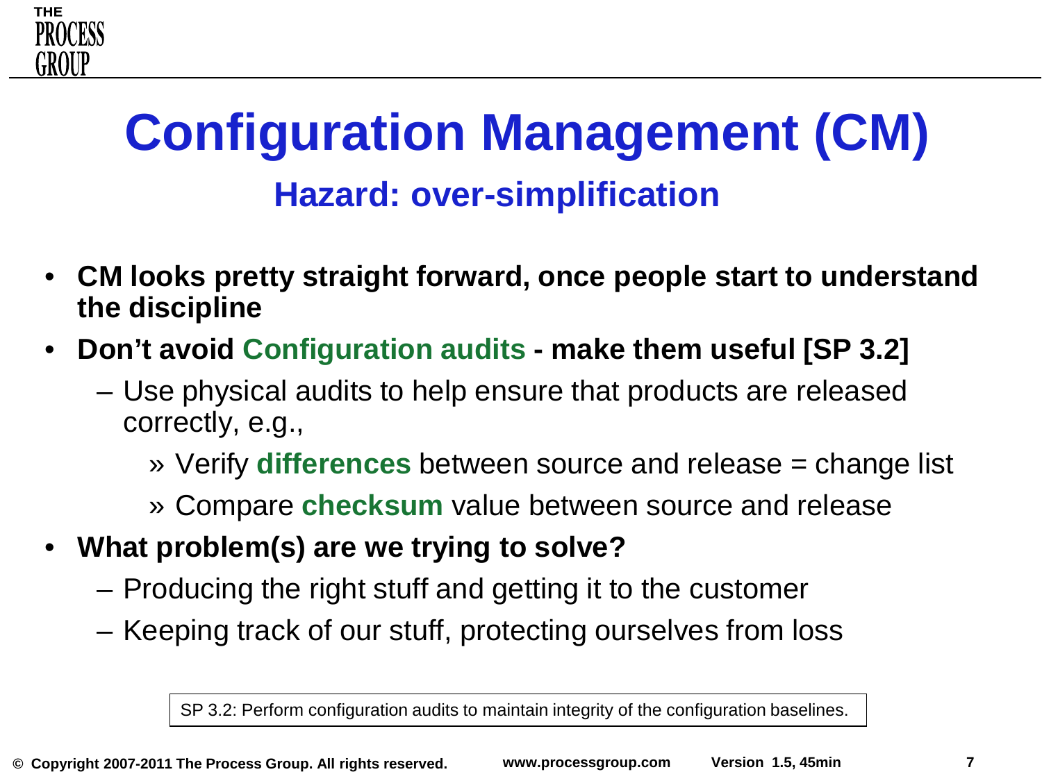# Configuration Management (CM)

## Hazard: over-simplification

- **CM looks pretty straight forward, once people start to understand the discipline**
- **Don't avoid Configuration audits - make them useful [SP 3.2]**
  - Use physical audits to help ensure that products are released correctly, e.g.,
    - » Verify **differences** between source and release = change list
    - » Compare **checksum** value between source and release
- **What problem(s) are we trying to solve?**
  - Producing the right stuff and getting it to the customer
  - Keeping track of our stuff, protecting ourselves from loss

SP 3.2: Perform configuration audits to maintain integrity of the configuration baselines.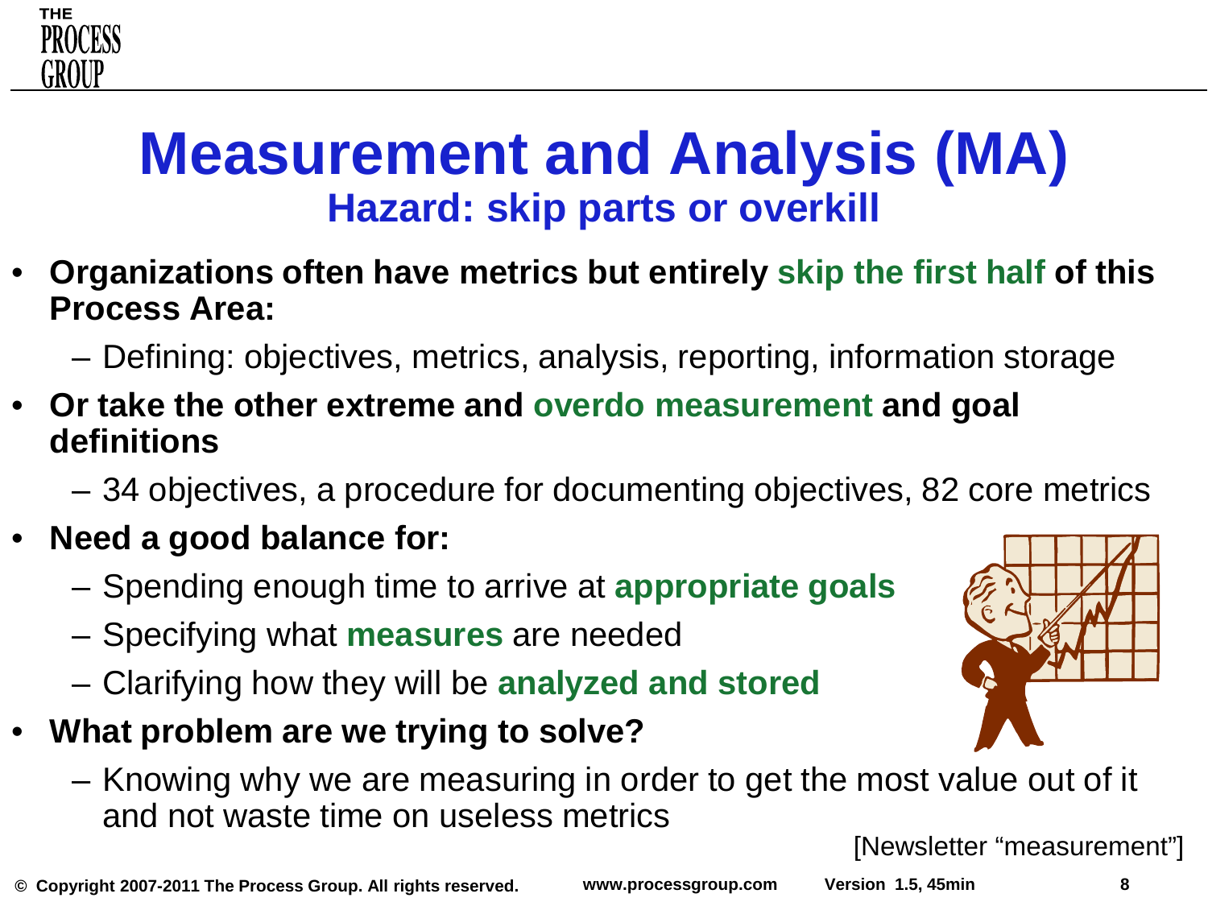# Measurement and Analysis (MA)

## Hazard: skip parts or overkill

- **Organizations often have metrics but entirely skip the first half of this Process Area:**
  - Defining: objectives, metrics, analysis, reporting, information storage
- **Or take the other extreme and overdo measurement and goal definitions**
  - 34 objectives, a procedure for documenting objectives, 82 core metrics
- **Need a good balance for:**
  - Spending enough time to arrive at **appropriate goals**
  - Specifying what **measures** are needed
  - Clarifying how they will be **analyzed and stored**
- **What problem are we trying to solve?**
  - Knowing why we are measuring in order to get the most value out of it and not waste time on useless metrics

[Newsletter "measurement"]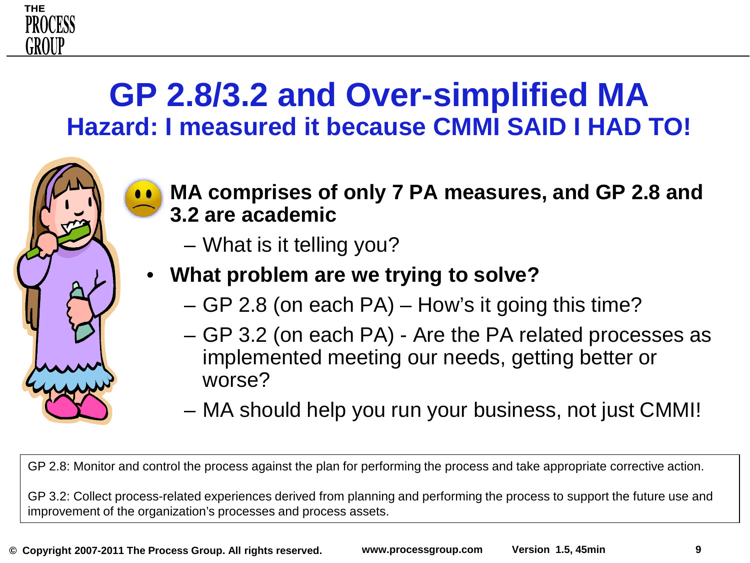# GP 2.8/3.2 and Over-simplified MA

## Hazard: I measured it because CMMI SAID I HAD TO!

- **MA comprises of only 7 PA measures, and GP 2.8 and 3.2 are academic**
  - What is it telling you?
- **What problem are we trying to solve?**
  - GP 2.8 (on each PA) – How's it going this time?
  - GP 3.2 (on each PA) - Are the PA related processes as implemented meeting our needs, getting better or worse?
  - MA should help you run your business, not just CMMI!

GP 2.8: Monitor and control the process against the plan for performing the process and take appropriate corrective action.

GP 3.2: Collect process-related experiences derived from planning and performing the process to support the future use and improvement of the organization's processes and process assets.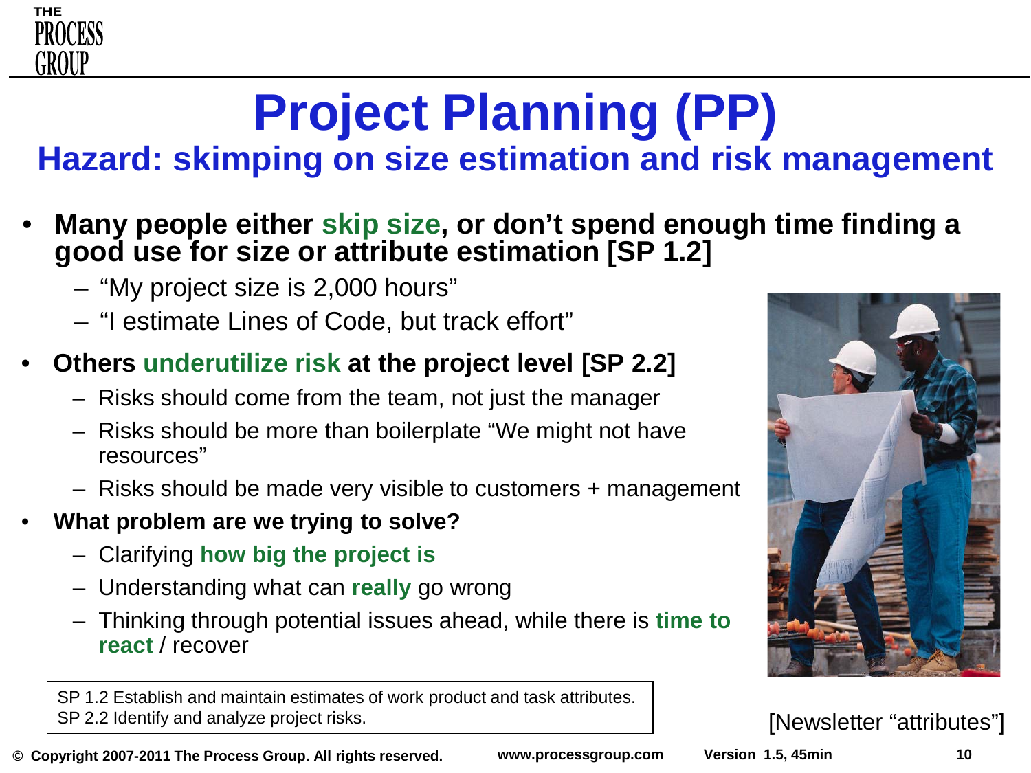# Project Planning (PP)

## Hazard: skimping on size estimation and risk management

- **Many people either skip size, or don't spend enough time finding a good use for size or attribute estimation [SP 1.2]**
  - "My project size is 2,000 hours"
  - "I estimate Lines of Code, but track effort"
- **Others underutilize risk at the project level [SP 2.2]**
  - Risks should come from the team, not just the manager
  - Risks should be more than boilerplate "We might not have resources"
  - Risks should be made very visible to customers + management
- **What problem are we trying to solve?**
  - Clarifying **how big the project is**
  - Understanding what can **really** go wrong
  - Thinking through potential issues ahead, while there is **time to react** / recover

SP 1.2 Establish and maintain estimates of work product and task attributes.
SP 2.2 Identify and analyze project risks.

[Newsletter "attributes"]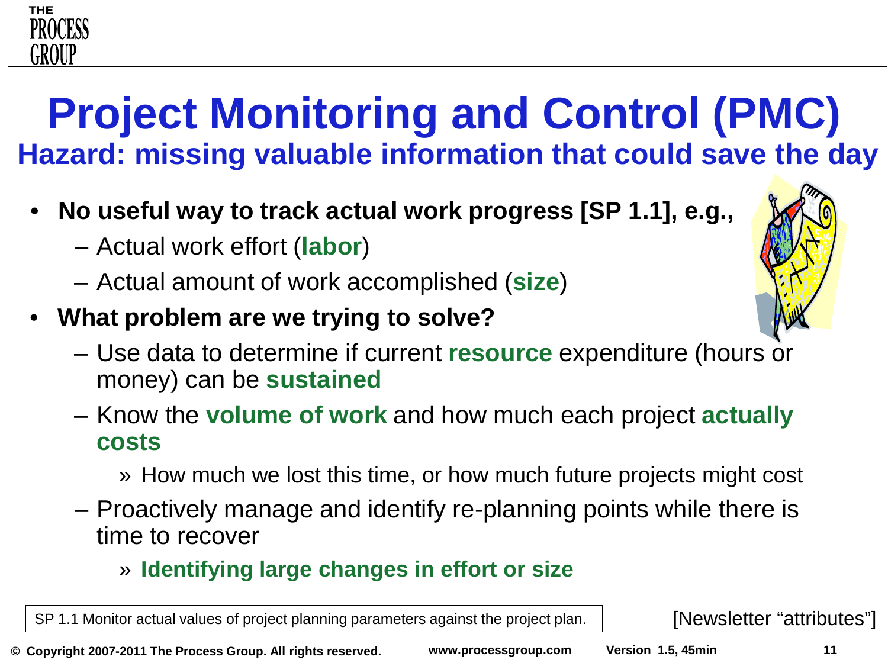# Project Monitoring and Control (PMC)

## Hazard: missing valuable information that could save the day

- **No useful way to track actual work progress [SP 1.1], e.g.,**
  - Actual work effort (**labor**)
  - Actual amount of work accomplished (**size**)
- **What problem are we trying to solve?**
  - Use data to determine if current **resource** expenditure (hours or money) can be **sustained**
  - Know the **volume of work** and how much each project **actually costs**
    - » How much we lost this time, or how much future projects might cost
  - Proactively manage and identify re-planning points while there is time to recover
    - » **Identifying large changes in effort or size**

SP 1.1 Monitor actual values of project planning parameters against the project plan.

[Newsletter “attributes”]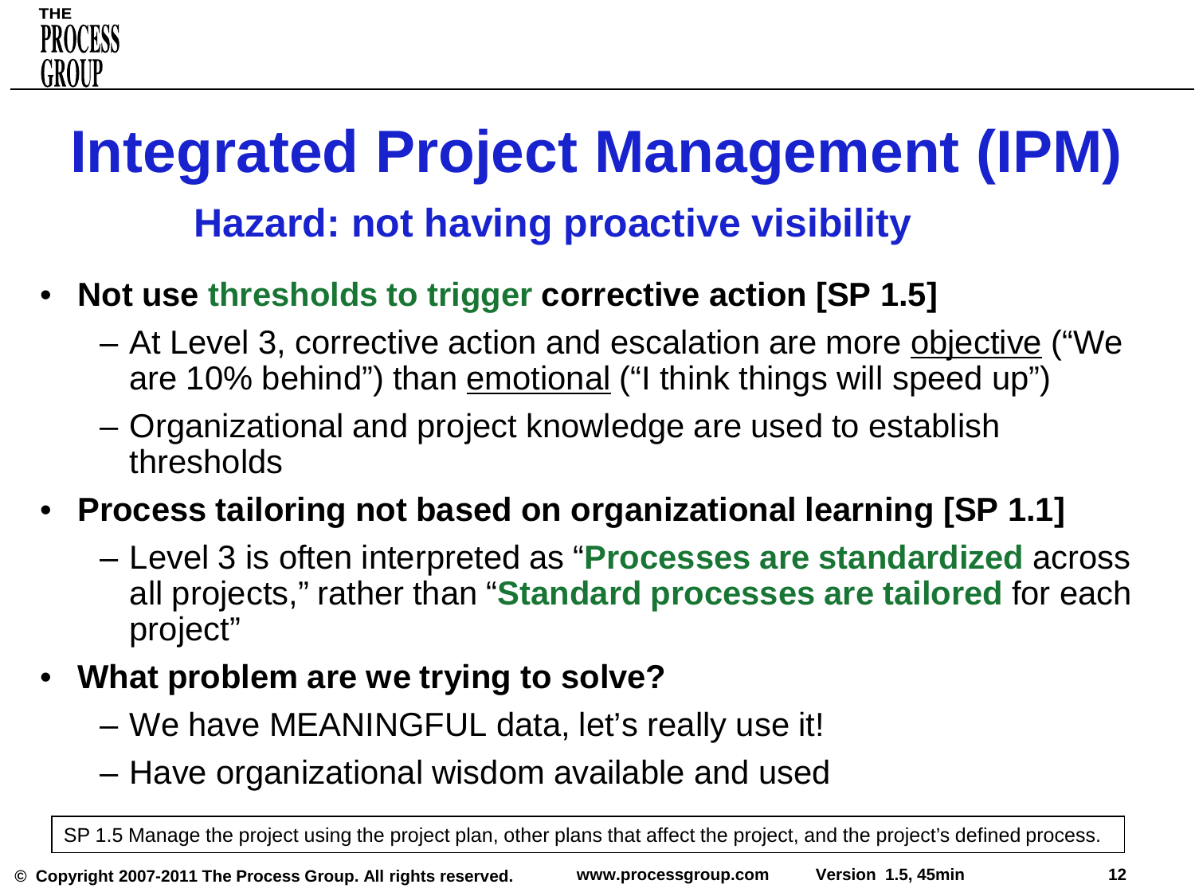# Integrated Project Management (IPM)

## Hazard: not having proactive visibility

- **Not use thresholds to trigger corrective action [SP 1.5]**
  - At Level 3, corrective action and escalation are more objective ("We are 10% behind") than emotional ("I think things will speed up")
  - Organizational and project knowledge are used to establish thresholds
- **Process tailoring not based on organizational learning [SP 1.1]**
  - Level 3 is often interpreted as "**Processes are standardized** across all projects," rather than "**Standard processes are tailored** for each project"
- **What problem are we trying to solve?**
  - We have MEANINGFUL data, let's really use it!
  - Have organizational wisdom available and used

SP 1.5 Manage the project using the project plan, other plans that affect the project, and the project's defined process.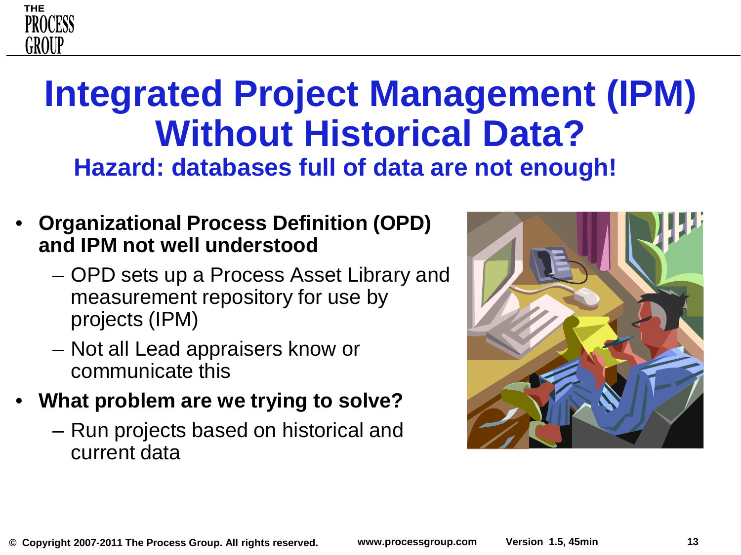# Integrated Project Management (IPM) Without Historical Data?

## Hazard: databases full of data are not enough!

- **Organizational Process Definition (OPD) and IPM not well understood**
  - OPD sets up a Process Asset Library and measurement repository for use by projects (IPM)
  - Not all Lead appraisers know or communicate this
- **What problem are we trying to solve?**
  - Run projects based on historical and current data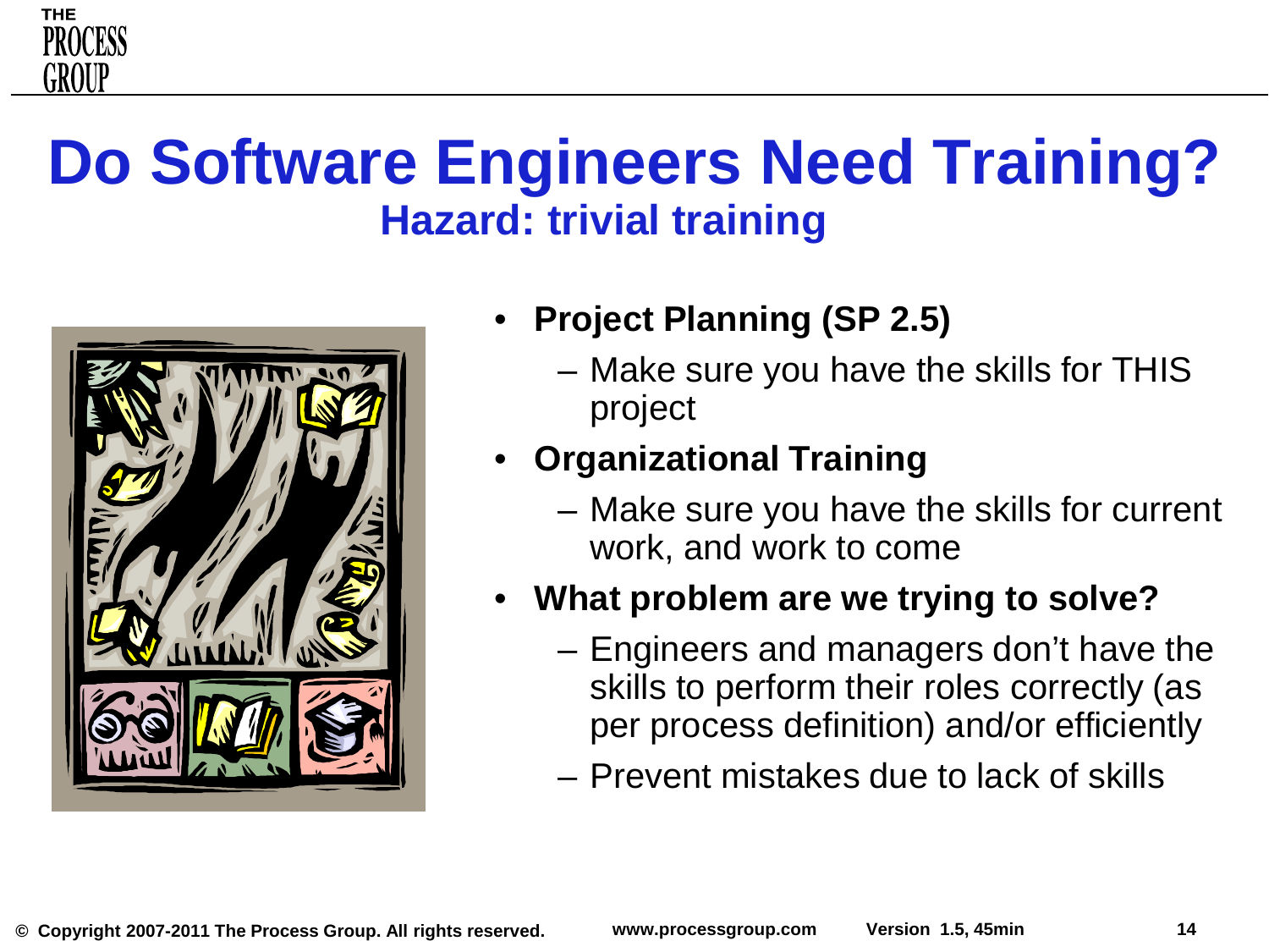# Do Software Engineers Need Training?

## Hazard: trivial training

- **Project Planning (SP 2.5)**
  - Make sure you have the skills for THIS project
- **Organizational Training**
  - Make sure you have the skills for current work, and work to come
- **What problem are we trying to solve?**
  - Engineers and managers don't have the skills to perform their roles correctly (as per process definition) and/or efficiently
  - Prevent mistakes due to lack of skills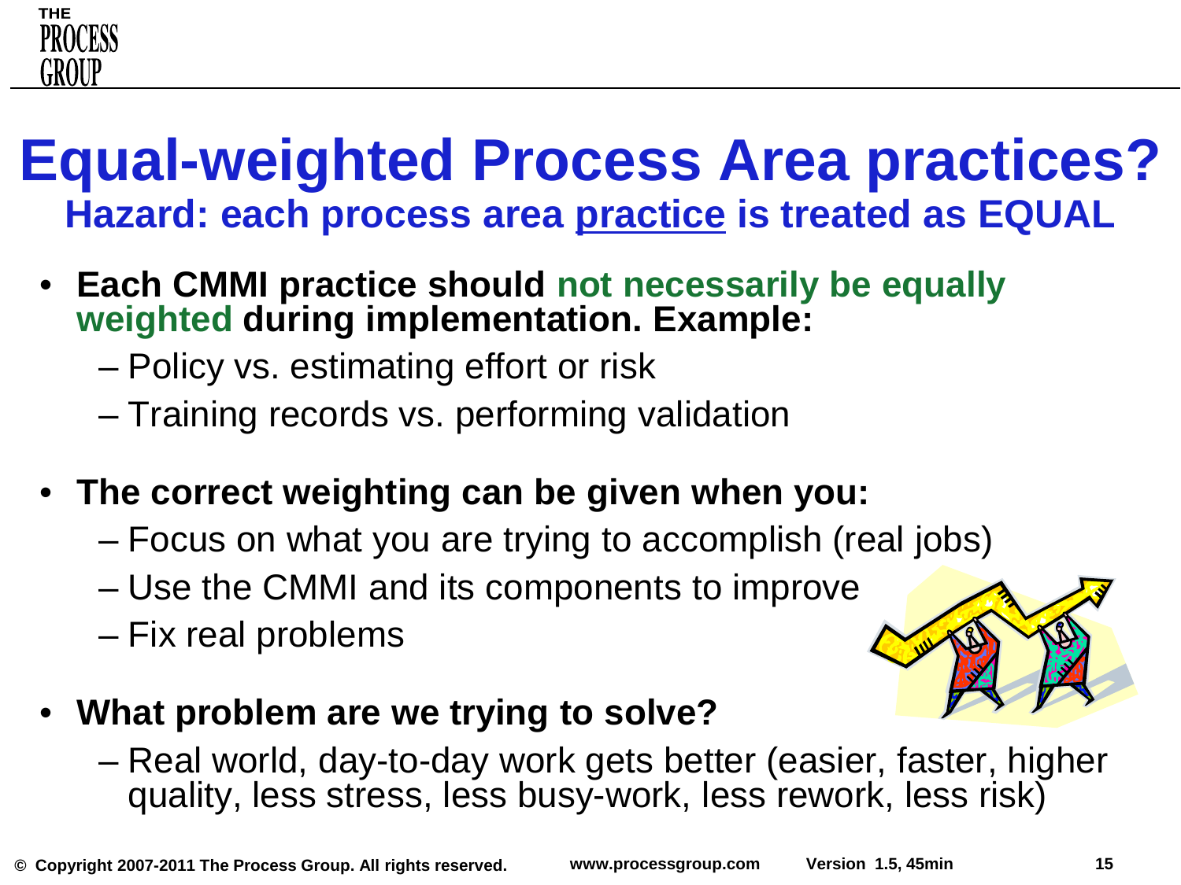# Equal-weighted Process Area practices?

## Hazard: each process area practice is treated as EQUAL

- **Each CMMI practice should not necessarily be equally weighted during implementation. Example:**
  - Policy vs. estimating effort or risk
  - Training records vs. performing validation

- **The correct weighting can be given when you:**
  - Focus on what you are trying to accomplish (real jobs)
  - Use the CMMI and its components to improve
  - Fix real problems

- **What problem are we trying to solve?**
  - Real world, day-to-day work gets better (easier, faster, higher quality, less stress, less busy-work, less rework, less risk)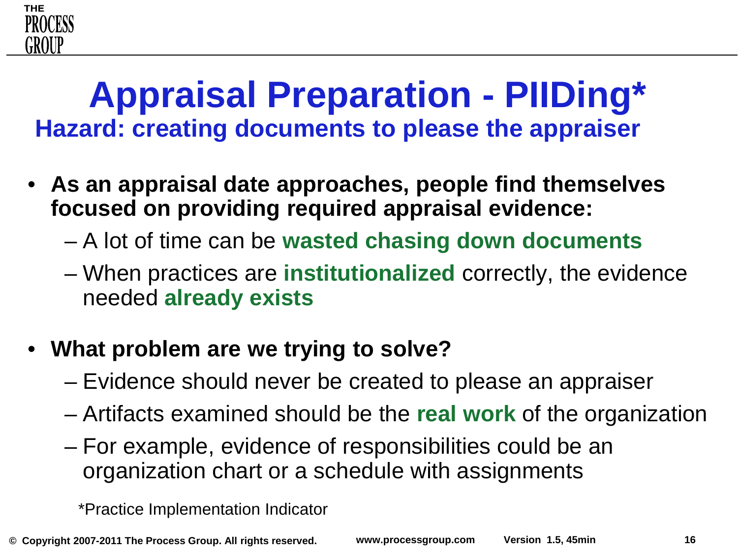# Appraisal Preparation - PIIDing*

## Hazard: creating documents to please the appraiser

- **As an appraisal date approaches, people find themselves focused on providing required appraisal evidence:**
  - A lot of time can be **wasted chasing down documents**
  - When practices are **institutionalized** correctly, the evidence needed **already exists**
- **What problem are we trying to solve?**
  - Evidence should never be created to please an appraiser
  - Artifacts examined should be the **real work** of the organization
  - For example, evidence of responsibilities could be an organization chart or a schedule with assignments

*Practice Implementation Indicator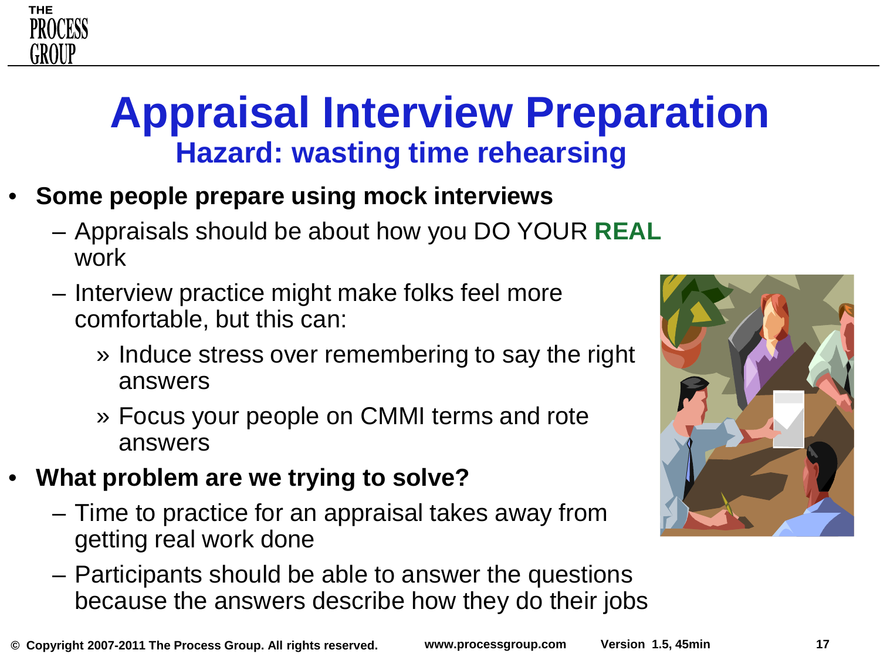# Appraisal Interview Preparation

## Hazard: wasting time rehearsing

- **Some people prepare using mock interviews**
  - Appraisals should be about how you DO YOUR **REAL** work
  - Interview practice might make folks feel more comfortable, but this can:
    - Induce stress over remembering to say the right answers
    - Focus your people on CMMI terms and rote answers
- **What problem are we trying to solve?**
  - Time to practice for an appraisal takes away from getting real work done
  - Participants should be able to answer the questions because the answers describe how they do their jobs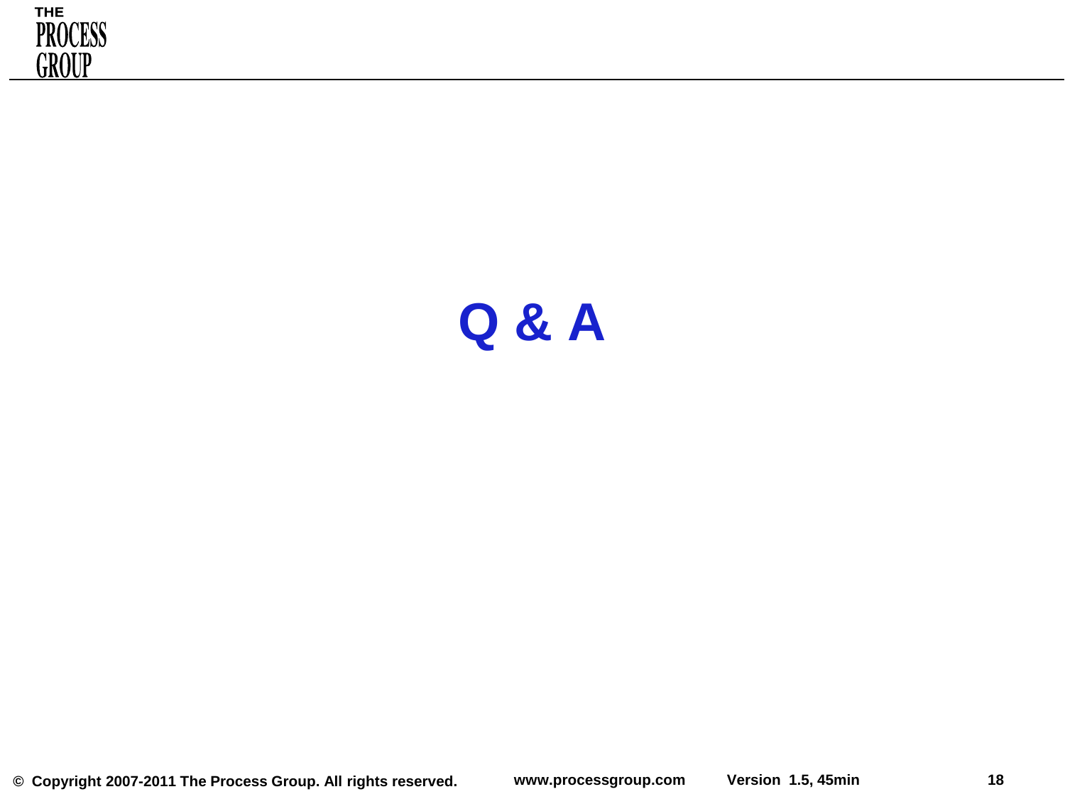# Q & A